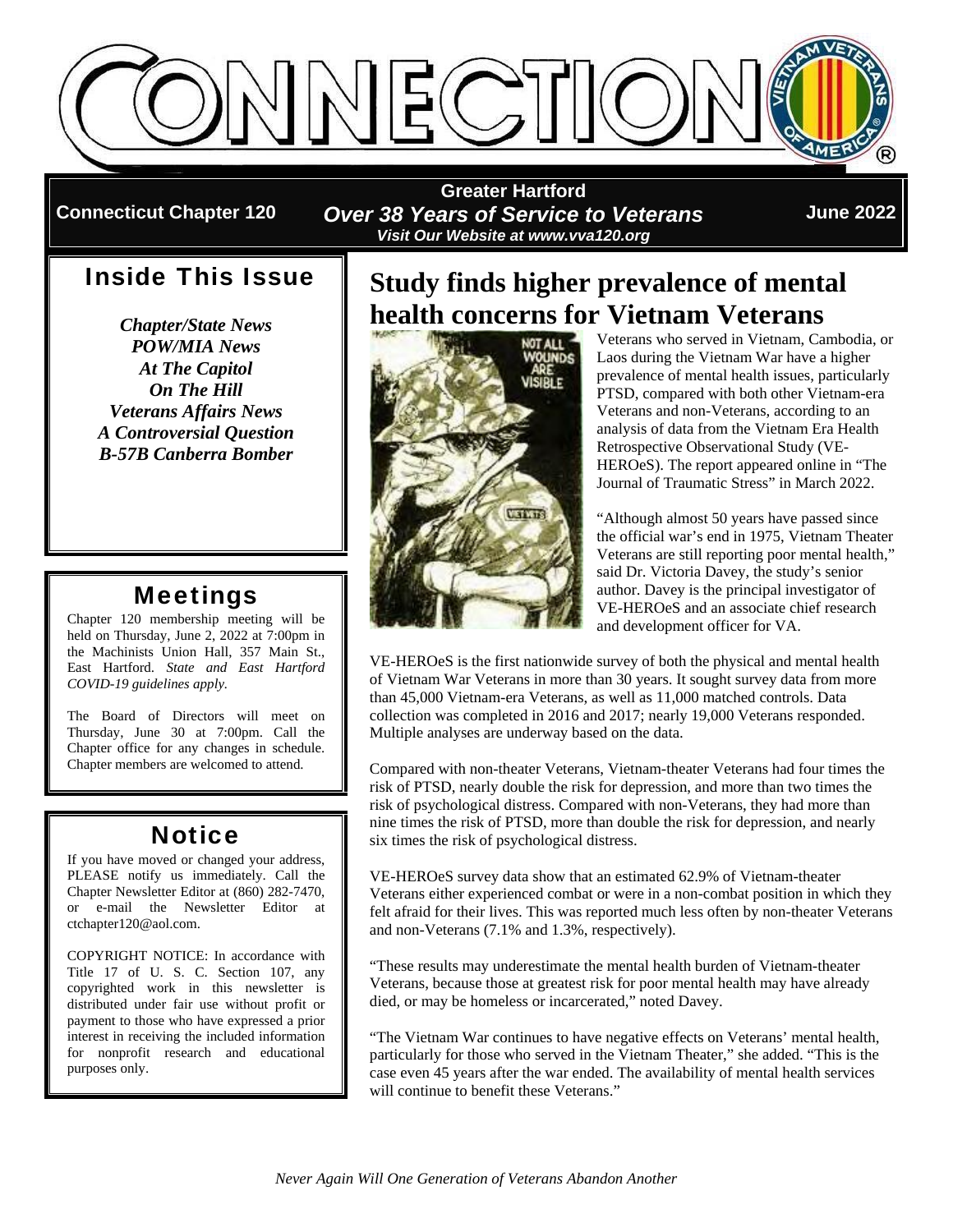# CONNECTION

**Connecticut Chapter 120** | **Greater Hartford** | ***Over 38 Years of Service to Veterans*** | ***Visit Our Website at www.vva120.org*** | **June 2022**

## Inside This Issue

***Chapter/State News***
***POW/MIA News***
***At The Capitol***
***On The Hill***
***Veterans Affairs News***
***A Controversial Question***
***B-57B Canberra Bomber***

## Meetings

Chapter 120 membership meeting will be held on Thursday, June 2, 2022 at 7:00pm in the Machinists Union Hall, 357 Main St., East Hartford. *State and East Hartford COVID-19 guidelines apply.*

The Board of Directors will meet on Thursday, June 30 at 7:00pm. Call the Chapter office for any changes in schedule. Chapter members are welcomed to attend.

## Notice

If you have moved or changed your address, PLEASE notify us immediately. Call the Chapter Newsletter Editor at (860) 282-7470, or e-mail the Newsletter Editor at ctchapter120@aol.com.

COPYRIGHT NOTICE: In accordance with Title 17 of U. S. C. Section 107, any copyrighted work in this newsletter is distributed under fair use without profit or payment to those who have expressed a prior interest in receiving the included information for nonprofit research and educational purposes only.

# Study finds higher prevalence of mental health concerns for Vietnam Veterans

Veterans who served in Vietnam, Cambodia, or Laos during the Vietnam War have a higher prevalence of mental health issues, particularly PTSD, compared with both other Vietnam-era Veterans and non-Veterans, according to an analysis of data from the Vietnam Era Health Retrospective Observational Study (VE-HEROeS). The report appeared online in "The Journal of Traumatic Stress" in March 2022.

"Although almost 50 years have passed since the official war's end in 1975, Vietnam Theater Veterans are still reporting poor mental health," said Dr. Victoria Davey, the study's senior author. Davey is the principal investigator of VE-HEROeS and an associate chief research and development officer for VA.

VE-HEROeS is the first nationwide survey of both the physical and mental health of Vietnam War Veterans in more than 30 years. It sought survey data from more than 45,000 Vietnam-era Veterans, as well as 11,000 matched controls. Data collection was completed in 2016 and 2017; nearly 19,000 Veterans responded. Multiple analyses are underway based on the data.

Compared with non-theater Veterans, Vietnam-theater Veterans had four times the risk of PTSD, nearly double the risk for depression, and more than two times the risk of psychological distress. Compared with non-Veterans, they had more than nine times the risk of PTSD, more than double the risk for depression, and nearly six times the risk of psychological distress.

VE-HEROeS survey data show that an estimated 62.9% of Vietnam-theater Veterans either experienced combat or were in a non-combat position in which they felt afraid for their lives. This was reported much less often by non-theater Veterans and non-Veterans (7.1% and 1.3%, respectively).

"These results may underestimate the mental health burden of Vietnam-theater Veterans, because those at greatest risk for poor mental health may have already died, or may be homeless or incarcerated," noted Davey.

"The Vietnam War continues to have negative effects on Veterans' mental health, particularly for those who served in the Vietnam Theater," she added. "This is the case even 45 years after the war ended. The availability of mental health services will continue to benefit these Veterans."

*Never Again Will One Generation of Veterans Abandon Another*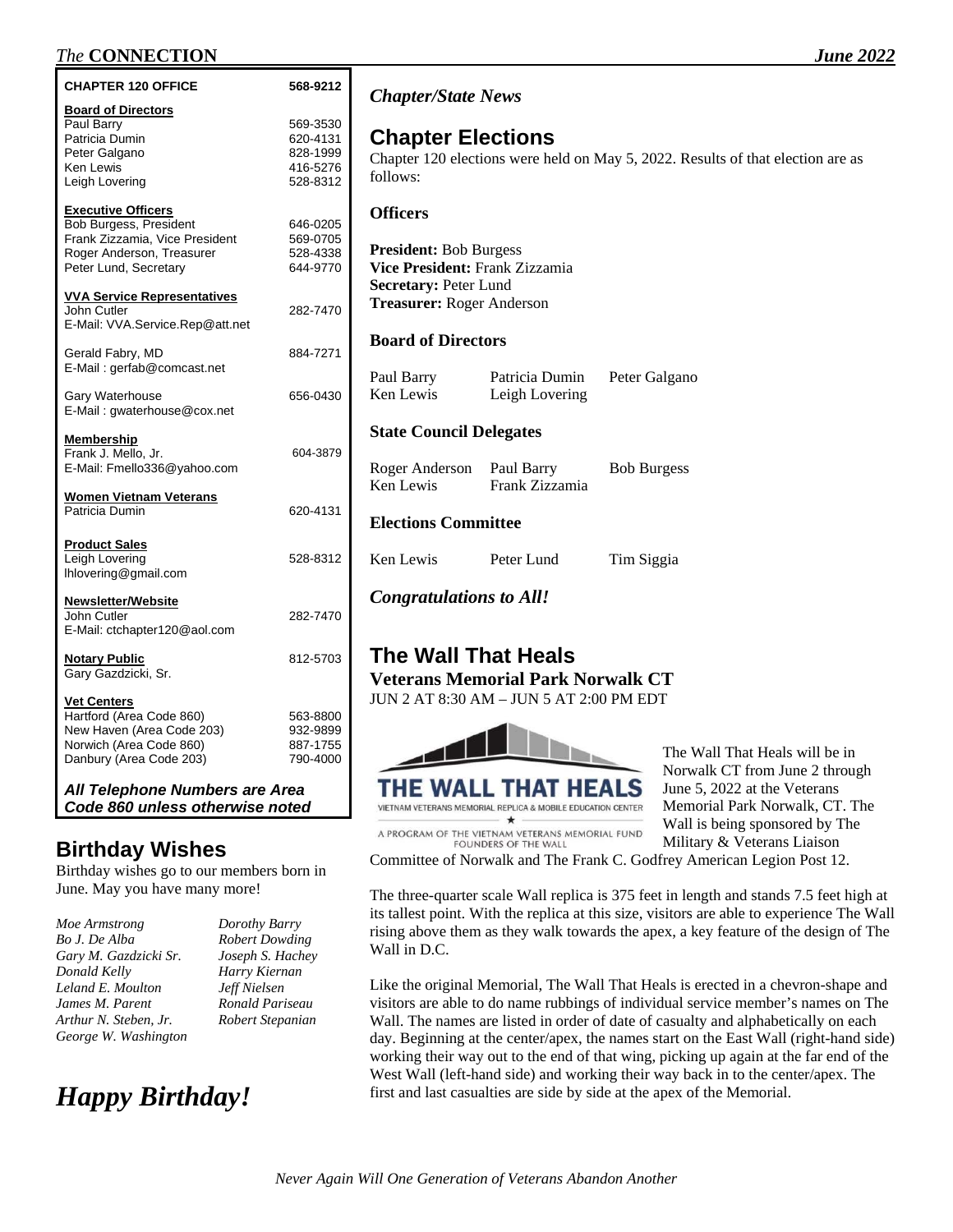| CHAPTER 120 OFFICE | 568-9212 |
|---|---|
| **Board of Directors** | |
| Paul Barry | 569-3530 |
| Patricia Dumin | 620-4131 |
| Peter Galgano | 828-1999 |
| Ken Lewis | 416-5276 |
| Leigh Lovering | 528-8312 |
| **Executive Officers** | |
| Bob Burgess, President | 646-0205 |
| Frank Zizzamia, Vice President | 569-0705 |
| Roger Anderson, Treasurer | 528-4338 |
| Peter Lund, Secretary | 644-9770 |
| **VVA Service Representatives** | |
| John Cutler | 282-7470 |
| E-Mail: VVA.Service.Rep@att.net | |
| Gerald Fabry, MD | 884-7271 |
| E-Mail : gerfab@comcast.net | |
| Gary Waterhouse | 656-0430 |
| E-Mail : gwaterhouse@cox.net | |
| **Membership** | |
| Frank J. Mello, Jr. | 604-3879 |
| E-Mail: Fmello336@yahoo.com | |
| **Women Vietnam Veterans** | |
| Patricia Dumin | 620-4131 |
| **Product Sales** | |
| Leigh Lovering | 528-8312 |
| lhlovering@gmail.com | |
| **Newsletter/Website** | |
| John Cutler | 282-7470 |
| E-Mail: ctchapter120@aol.com | |
| **Notary Public** | 812-5703 |
| Gary Gazdzicki, Sr. | |
| **Vet Centers** | |
| Hartford (Area Code 860) | 563-8800 |
| New Haven (Area Code 203) | 932-9899 |
| Norwich (Area Code 860) | 887-1755 |
| Danbury (Area Code 203) | 790-4000 |

***All Telephone Numbers are Area Code 860 unless otherwise noted***

## Birthday Wishes

Birthday wishes go to our members born in June. May you have many more!

*Moe Armstrong*
*Bo J. De Alba*
*Gary M. Gazdzicki Sr.*
*Donald Kelly*
*Leland E. Moulton*
*James M. Parent*
*Arthur N. Steben, Jr.*
*George W. Washington*
*Dorothy Barry*
*Robert Dowding*
*Joseph S. Hachey*
*Harry Kiernan*
*Jeff Nielsen*
*Ronald Pariseau*
*Robert Stepanian*

# *Happy Birthday!*

*Chapter/State News*

## Chapter Elections

Chapter 120 elections were held on May 5, 2022. Results of that election are as follows:

### Officers

**President:** Bob Burgess
**Vice President:** Frank Zizzamia
**Secretary:** Peter Lund
**Treasurer:** Roger Anderson

### Board of Directors

Paul Barry, Patricia Dumin, Peter Galgano, Ken Lewis, Leigh Lovering

### State Council Delegates

Roger Anderson, Paul Barry, Bob Burgess, Ken Lewis, Frank Zizzamia

### Elections Committee

Ken Lewis, Peter Lund, Tim Siggia

***Congratulations to All!***

## The Wall That Heals

**Veterans Memorial Park Norwalk CT**

JUN 2 AT 8:30 AM – JUN 5 AT 2:00 PM EDT

THE WALL THAT HEALS
VIETNAM VETERANS MEMORIAL REPLICA & MOBILE EDUCATION CENTER
A PROGRAM OF THE VIETNAM VETERANS MEMORIAL FUND FOUNDERS OF THE WALL

The Wall That Heals will be in Norwalk CT from June 2 through June 5, 2022 at the Veterans Memorial Park Norwalk, CT. The Wall is being sponsored by The Military & Veterans Liaison Committee of Norwalk and The Frank C. Godfrey American Legion Post 12.

The three-quarter scale Wall replica is 375 feet in length and stands 7.5 feet high at its tallest point. With the replica at this size, visitors are able to experience The Wall rising above them as they walk towards the apex, a key feature of the design of The Wall in D.C.

Like the original Memorial, The Wall That Heals is erected in a chevron-shape and visitors are able to do name rubbings of individual service member's names on The Wall. The names are listed in order of date of casualty and alphabetically on each day. Beginning at the center/apex, the names start on the East Wall (right-hand side) working their way out to the end of that wing, picking up again at the far end of the West Wall (left-hand side) and working their way back in to the center/apex. The first and last casualties are side by side at the apex of the Memorial.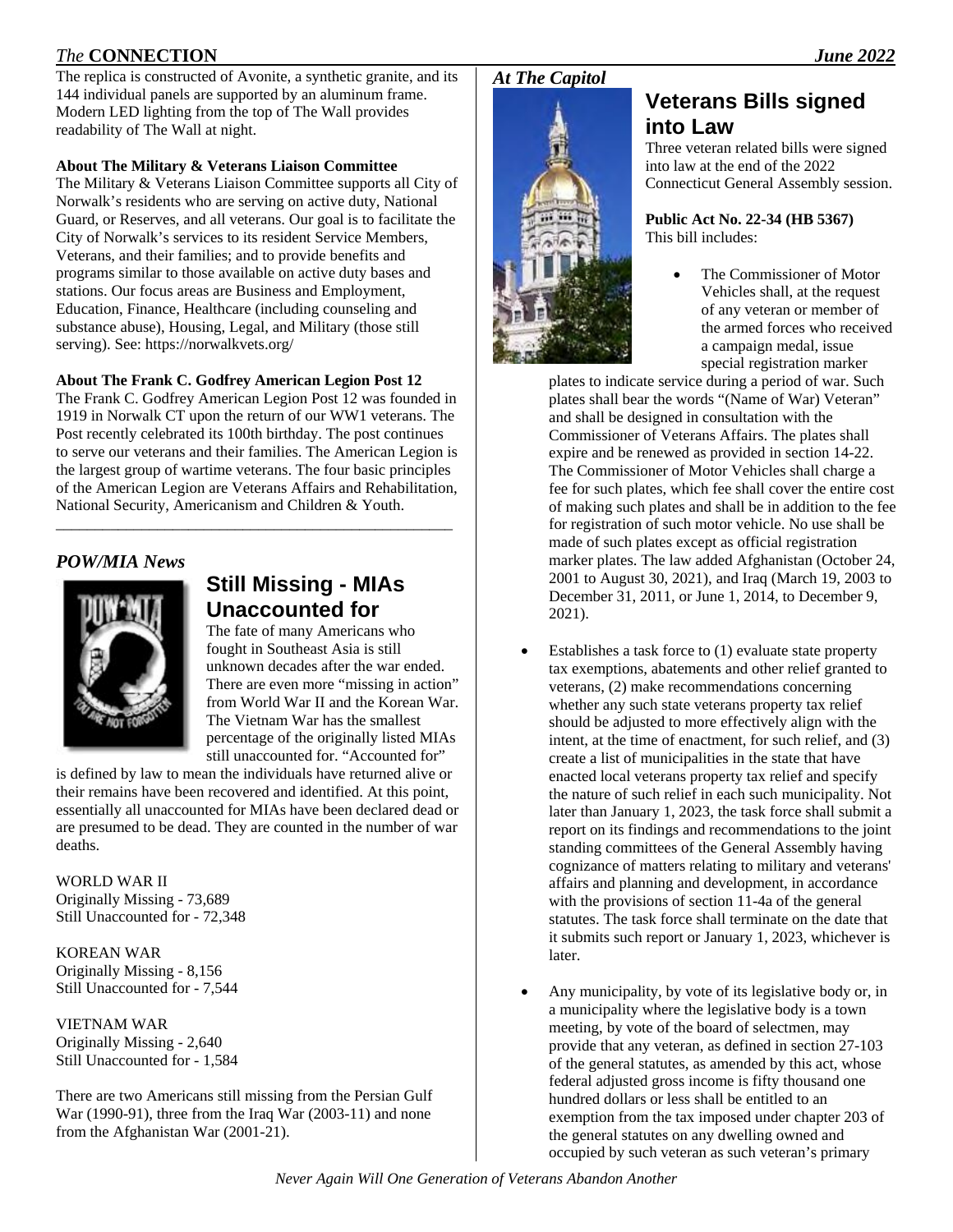The replica is constructed of Avonite, a synthetic granite, and its 144 individual panels are supported by an aluminum frame. Modern LED lighting from the top of The Wall provides readability of The Wall at night.

**About The Military & Veterans Liaison Committee**
The Military & Veterans Liaison Committee supports all City of Norwalk's residents who are serving on active duty, National Guard, or Reserves, and all veterans. Our goal is to facilitate the City of Norwalk's services to its resident Service Members, Veterans, and their families; and to provide benefits and programs similar to those available on active duty bases and stations. Our focus areas are Business and Employment, Education, Finance, Healthcare (including counseling and substance abuse), Housing, Legal, and Military (those still serving). See: https://norwalkvets.org/

**About The Frank C. Godfrey American Legion Post 12**
The Frank C. Godfrey American Legion Post 12 was founded in 1919 in Norwalk CT upon the return of our WW1 veterans. The Post recently celebrated its 100th birthday. The post continues to serve our veterans and their families. The American Legion is the largest group of wartime veterans. The four basic principles of the American Legion are Veterans Affairs and Rehabilitation, National Security, Americanism and Children & Youth.

---

*POW/MIA News*

## Still Missing - MIAs Unaccounted for

The fate of many Americans who fought in Southeast Asia is still unknown decades after the war ended. There are even more "missing in action" from World War II and the Korean War. The Vietnam War has the smallest percentage of the originally listed MIAs still unaccounted for. "Accounted for" is defined by law to mean the individuals have returned alive or their remains have been recovered and identified. At this point, essentially all unaccounted for MIAs have been declared dead or are presumed to be dead. They are counted in the number of war deaths.

WORLD WAR II
Originally Missing - 73,689
Still Unaccounted for - 72,348

KOREAN WAR
Originally Missing - 8,156
Still Unaccounted for - 7,544

VIETNAM WAR
Originally Missing - 2,640
Still Unaccounted for - 1,584

There are two Americans still missing from the Persian Gulf War (1990-91), three from the Iraq War (2003-11) and none from the Afghanistan War (2001-21).

*At The Capitol*

## Veterans Bills signed into Law

Three veteran related bills were signed into law at the end of the 2022 Connecticut General Assembly session.

**Public Act No. 22-34 (HB 5367)**
This bill includes:

- The Commissioner of Motor Vehicles shall, at the request of any veteran or member of the armed forces who received a campaign medal, issue special registration marker plates to indicate service during a period of war. Such plates shall bear the words "(Name of War) Veteran" and shall be designed in consultation with the Commissioner of Veterans Affairs. The plates shall expire and be renewed as provided in section 14-22. The Commissioner of Motor Vehicles shall charge a fee for such plates, which fee shall cover the entire cost of making such plates and shall be in addition to the fee for registration of such motor vehicle. No use shall be made of such plates except as official registration marker plates. The law added Afghanistan (October 24, 2001 to August 30, 2021), and Iraq (March 19, 2003 to December 31, 2011, or June 1, 2014, to December 9, 2021).

- Establishes a task force to (1) evaluate state property tax exemptions, abatements and other relief granted to veterans, (2) make recommendations concerning whether any such state veterans property tax relief should be adjusted to more effectively align with the intent, at the time of enactment, for such relief, and (3) create a list of municipalities in the state that have enacted local veterans property tax relief and specify the nature of such relief in each such municipality. Not later than January 1, 2023, the task force shall submit a report on its findings and recommendations to the joint standing committees of the General Assembly having cognizance of matters relating to military and veterans' affairs and planning and development, in accordance with the provisions of section 11-4a of the general statutes. The task force shall terminate on the date that it submits such report or January 1, 2023, whichever is later.

- Any municipality, by vote of its legislative body or, in a municipality where the legislative body is a town meeting, by vote of the board of selectmen, may provide that any veteran, as defined in section 27-103 of the general statutes, as amended by this act, whose federal adjusted gross income is fifty thousand one hundred dollars or less shall be entitled to an exemption from the tax imposed under chapter 203 of the general statutes on any dwelling owned and occupied by such veteran as such veteran's primary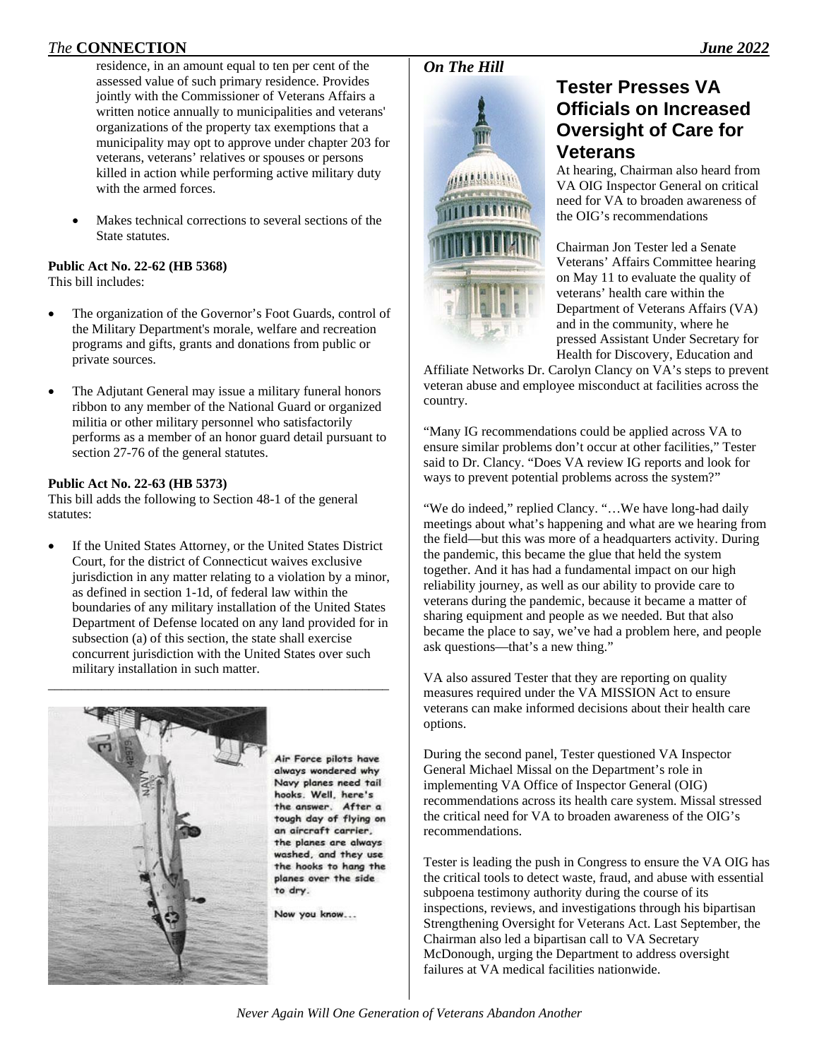residence, in an amount equal to ten per cent of the assessed value of such primary residence. Provides jointly with the Commissioner of Veterans Affairs a written notice annually to municipalities and veterans' organizations of the property tax exemptions that a municipality may opt to approve under chapter 203 for veterans, veterans' relatives or spouses or persons killed in action while performing active military duty with the armed forces.

- Makes technical corrections to several sections of the State statutes.

**Public Act No. 22-62 (HB 5368)**
This bill includes:

- The organization of the Governor's Foot Guards, control of the Military Department's morale, welfare and recreation programs and gifts, grants and donations from public or private sources.

- The Adjutant General may issue a military funeral honors ribbon to any member of the National Guard or organized militia or other military personnel who satisfactorily performs as a member of an honor guard detail pursuant to section 27-76 of the general statutes.

**Public Act No. 22-63 (HB 5373)**
This bill adds the following to Section 48-1 of the general statutes:

- If the United States Attorney, or the United States District Court, for the district of Connecticut waives exclusive jurisdiction in any matter relating to a violation by a minor, as defined in section 1-1d, of federal law within the boundaries of any military installation of the United States Department of Defense located on any land provided for in subsection (a) of this section, the state shall exercise concurrent jurisdiction with the United States over such military installation in such matter.

---

Air Force pilots have always wondered why Navy planes need tail hooks. Well, here's the answer. After a tough day of flying on an aircraft carrier, the planes are always washed, and they use the hooks to hang the planes over the side to dry.

Now you know...

*On The Hill*

## Tester Presses VA Officials on Increased Oversight of Care for Veterans

At hearing, Chairman also heard from VA OIG Inspector General on critical need for VA to broaden awareness of the OIG's recommendations

Chairman Jon Tester led a Senate Veterans' Affairs Committee hearing on May 11 to evaluate the quality of veterans' health care within the Department of Veterans Affairs (VA) and in the community, where he pressed Assistant Under Secretary for Health for Discovery, Education and Affiliate Networks Dr. Carolyn Clancy on VA's steps to prevent veteran abuse and employee misconduct at facilities across the country.

"Many IG recommendations could be applied across VA to ensure similar problems don't occur at other facilities," Tester said to Dr. Clancy. "Does VA review IG reports and look for ways to prevent potential problems across the system?"

"We do indeed," replied Clancy. "…We have long-had daily meetings about what's happening and what are we hearing from the field—but this was more of a headquarters activity. During the pandemic, this became the glue that held the system together. And it has had a fundamental impact on our high reliability journey, as well as our ability to provide care to veterans during the pandemic, because it became a matter of sharing equipment and people as we needed. But that also became the place to say, we've had a problem here, and people ask questions—that's a new thing."

VA also assured Tester that they are reporting on quality measures required under the VA MISSION Act to ensure veterans can make informed decisions about their health care options.

During the second panel, Tester questioned VA Inspector General Michael Missal on the Department's role in implementing VA Office of Inspector General (OIG) recommendations across its health care system. Missal stressed the critical need for VA to broaden awareness of the OIG's recommendations.

Tester is leading the push in Congress to ensure the VA OIG has the critical tools to detect waste, fraud, and abuse with essential subpoena testimony authority during the course of its inspections, reviews, and investigations through his bipartisan Strengthening Oversight for Veterans Act. Last September, the Chairman also led a bipartisan call to VA Secretary McDonough, urging the Department to address oversight failures at VA medical facilities nationwide.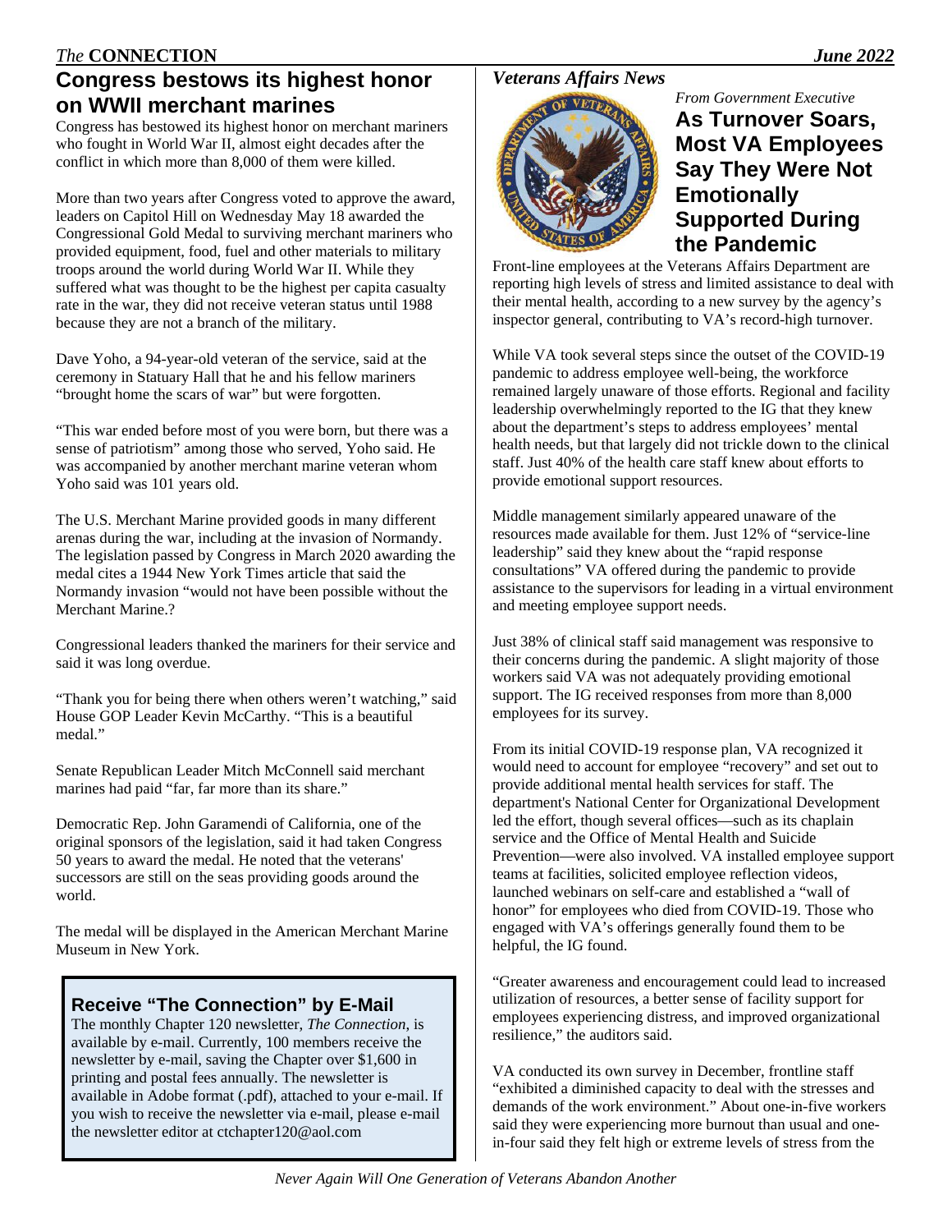## Congress bestows its highest honor on WWII merchant marines

Congress has bestowed its highest honor on merchant mariners who fought in World War II, almost eight decades after the conflict in which more than 8,000 of them were killed.

More than two years after Congress voted to approve the award, leaders on Capitol Hill on Wednesday May 18 awarded the Congressional Gold Medal to surviving merchant mariners who provided equipment, food, fuel and other materials to military troops around the world during World War II. While they suffered what was thought to be the highest per capita casualty rate in the war, they did not receive veteran status until 1988 because they are not a branch of the military.

Dave Yoho, a 94-year-old veteran of the service, said at the ceremony in Statuary Hall that he and his fellow mariners "brought home the scars of war" but were forgotten.

"This war ended before most of you were born, but there was a sense of patriotism" among those who served, Yoho said. He was accompanied by another merchant marine veteran whom Yoho said was 101 years old.

The U.S. Merchant Marine provided goods in many different arenas during the war, including at the invasion of Normandy. The legislation passed by Congress in March 2020 awarding the medal cites a 1944 New York Times article that said the Normandy invasion "would not have been possible without the Merchant Marine.?

Congressional leaders thanked the mariners for their service and said it was long overdue.

"Thank you for being there when others weren't watching," said House GOP Leader Kevin McCarthy. "This is a beautiful medal."

Senate Republican Leader Mitch McConnell said merchant marines had paid "far, far more than its share."

Democratic Rep. John Garamendi of California, one of the original sponsors of the legislation, said it had taken Congress 50 years to award the medal. He noted that the veterans' successors are still on the seas providing goods around the world.

The medal will be displayed in the American Merchant Marine Museum in New York.

### Receive "The Connection" by E-Mail

The monthly Chapter 120 newsletter, *The Connection*, is available by e-mail. Currently, 100 members receive the newsletter by e-mail, saving the Chapter over $1,600 in printing and postal fees annually. The newsletter is available in Adobe format (.pdf), attached to your e-mail. If you wish to receive the newsletter via e-mail, please e-mail the newsletter editor at ctchapter120@aol.com

## *Veterans Affairs News*

*From Government Executive*

### As Turnover Soars, Most VA Employees Say They Were Not Emotionally Supported During the Pandemic

Front-line employees at the Veterans Affairs Department are reporting high levels of stress and limited assistance to deal with their mental health, according to a new survey by the agency's inspector general, contributing to VA's record-high turnover.

While VA took several steps since the outset of the COVID-19 pandemic to address employee well-being, the workforce remained largely unaware of those efforts. Regional and facility leadership overwhelmingly reported to the IG that they knew about the department's steps to address employees' mental health needs, but that largely did not trickle down to the clinical staff. Just 40% of the health care staff knew about efforts to provide emotional support resources.

Middle management similarly appeared unaware of the resources made available for them. Just 12% of "service-line leadership" said they knew about the "rapid response consultations" VA offered during the pandemic to provide assistance to the supervisors for leading in a virtual environment and meeting employee support needs.

Just 38% of clinical staff said management was responsive to their concerns during the pandemic. A slight majority of those workers said VA was not adequately providing emotional support. The IG received responses from more than 8,000 employees for its survey.

From its initial COVID-19 response plan, VA recognized it would need to account for employee "recovery" and set out to provide additional mental health services for staff. The department's National Center for Organizational Development led the effort, though several offices—such as its chaplain service and the Office of Mental Health and Suicide Prevention—were also involved. VA installed employee support teams at facilities, solicited employee reflection videos, launched webinars on self-care and established a "wall of honor" for employees who died from COVID-19. Those who engaged with VA's offerings generally found them to be helpful, the IG found.

"Greater awareness and encouragement could lead to increased utilization of resources, a better sense of facility support for employees experiencing distress, and improved organizational resilience," the auditors said.

VA conducted its own survey in December, frontline staff "exhibited a diminished capacity to deal with the stresses and demands of the work environment." About one-in-five workers said they were experiencing more burnout than usual and one-in-four said they felt high or extreme levels of stress from the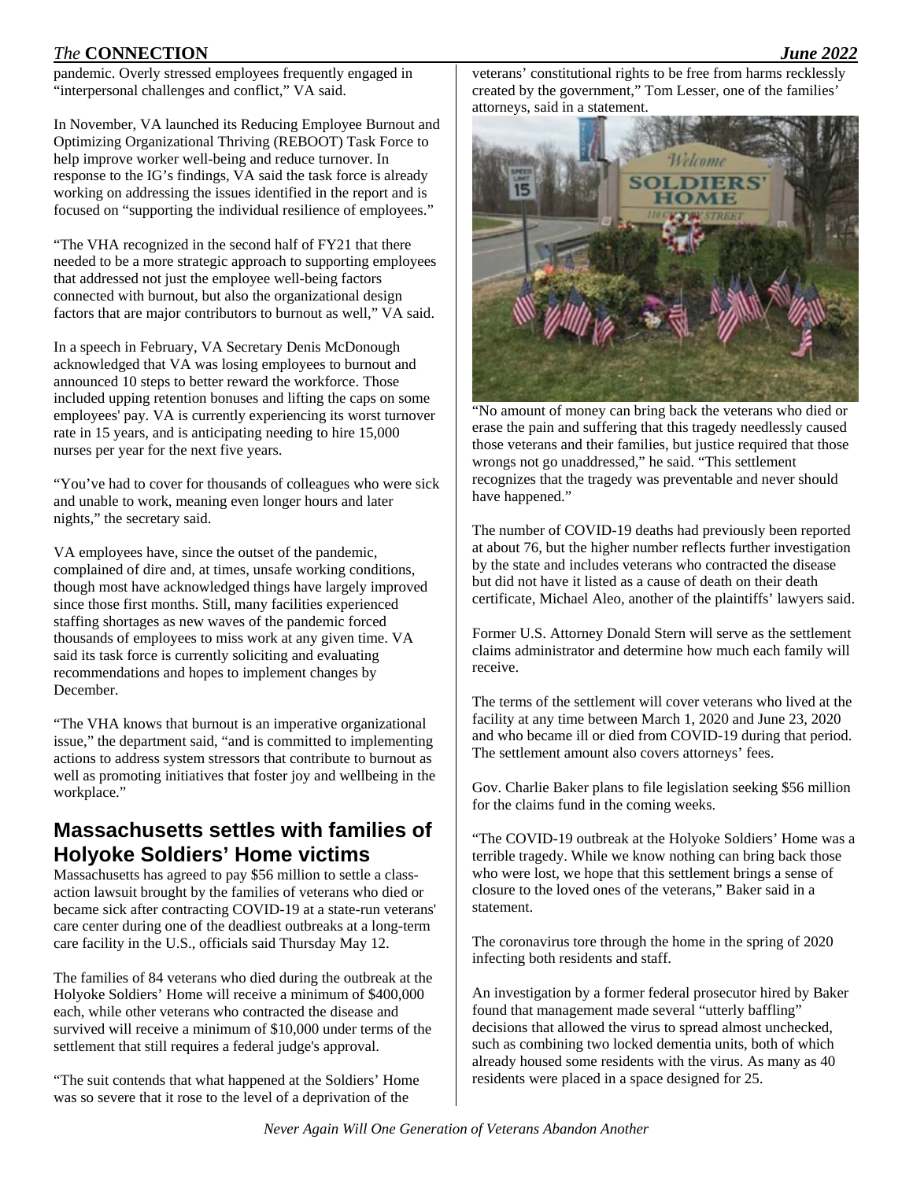pandemic. Overly stressed employees frequently engaged in "interpersonal challenges and conflict," VA said.

In November, VA launched its Reducing Employee Burnout and Optimizing Organizational Thriving (REBOOT) Task Force to help improve worker well-being and reduce turnover. In response to the IG's findings, VA said the task force is already working on addressing the issues identified in the report and is focused on "supporting the individual resilience of employees."

"The VHA recognized in the second half of FY21 that there needed to be a more strategic approach to supporting employees that addressed not just the employee well-being factors connected with burnout, but also the organizational design factors that are major contributors to burnout as well," VA said.

In a speech in February, VA Secretary Denis McDonough acknowledged that VA was losing employees to burnout and announced 10 steps to better reward the workforce. Those included upping retention bonuses and lifting the caps on some employees' pay. VA is currently experiencing its worst turnover rate in 15 years, and is anticipating needing to hire 15,000 nurses per year for the next five years.

"You've had to cover for thousands of colleagues who were sick and unable to work, meaning even longer hours and later nights," the secretary said.

VA employees have, since the outset of the pandemic, complained of dire and, at times, unsafe working conditions, though most have acknowledged things have largely improved since those first months. Still, many facilities experienced staffing shortages as new waves of the pandemic forced thousands of employees to miss work at any given time. VA said its task force is currently soliciting and evaluating recommendations and hopes to implement changes by December.

"The VHA knows that burnout is an imperative organizational issue," the department said, "and is committed to implementing actions to address system stressors that contribute to burnout as well as promoting initiatives that foster joy and wellbeing in the workplace."

## Massachusetts settles with families of Holyoke Soldiers' Home victims

Massachusetts has agreed to pay $56 million to settle a class-action lawsuit brought by the families of veterans who died or became sick after contracting COVID-19 at a state-run veterans' care center during one of the deadliest outbreaks at a long-term care facility in the U.S., officials said Thursday May 12.

The families of 84 veterans who died during the outbreak at the Holyoke Soldiers' Home will receive a minimum of $400,000 each, while other veterans who contracted the disease and survived will receive a minimum of $10,000 under terms of the settlement that still requires a federal judge's approval.

"The suit contends that what happened at the Soldiers' Home was so severe that it rose to the level of a deprivation of the veterans' constitutional rights to be free from harms recklessly created by the government," Tom Lesser, one of the families' attorneys, said in a statement.

"No amount of money can bring back the veterans who died or erase the pain and suffering that this tragedy needlessly caused those veterans and their families, but justice required that those wrongs not go unaddressed," he said. "This settlement recognizes that the tragedy was preventable and never should have happened."

The number of COVID-19 deaths had previously been reported at about 76, but the higher number reflects further investigation by the state and includes veterans who contracted the disease but did not have it listed as a cause of death on their death certificate, Michael Aleo, another of the plaintiffs' lawyers said.

Former U.S. Attorney Donald Stern will serve as the settlement claims administrator and determine how much each family will receive.

The terms of the settlement will cover veterans who lived at the facility at any time between March 1, 2020 and June 23, 2020 and who became ill or died from COVID-19 during that period. The settlement amount also covers attorneys' fees.

Gov. Charlie Baker plans to file legislation seeking $56 million for the claims fund in the coming weeks.

"The COVID-19 outbreak at the Holyoke Soldiers' Home was a terrible tragedy. While we know nothing can bring back those who were lost, we hope that this settlement brings a sense of closure to the loved ones of the veterans," Baker said in a statement.

The coronavirus tore through the home in the spring of 2020 infecting both residents and staff.

An investigation by a former federal prosecutor hired by Baker found that management made several "utterly baffling" decisions that allowed the virus to spread almost unchecked, such as combining two locked dementia units, both of which already housed some residents with the virus. As many as 40 residents were placed in a space designed for 25.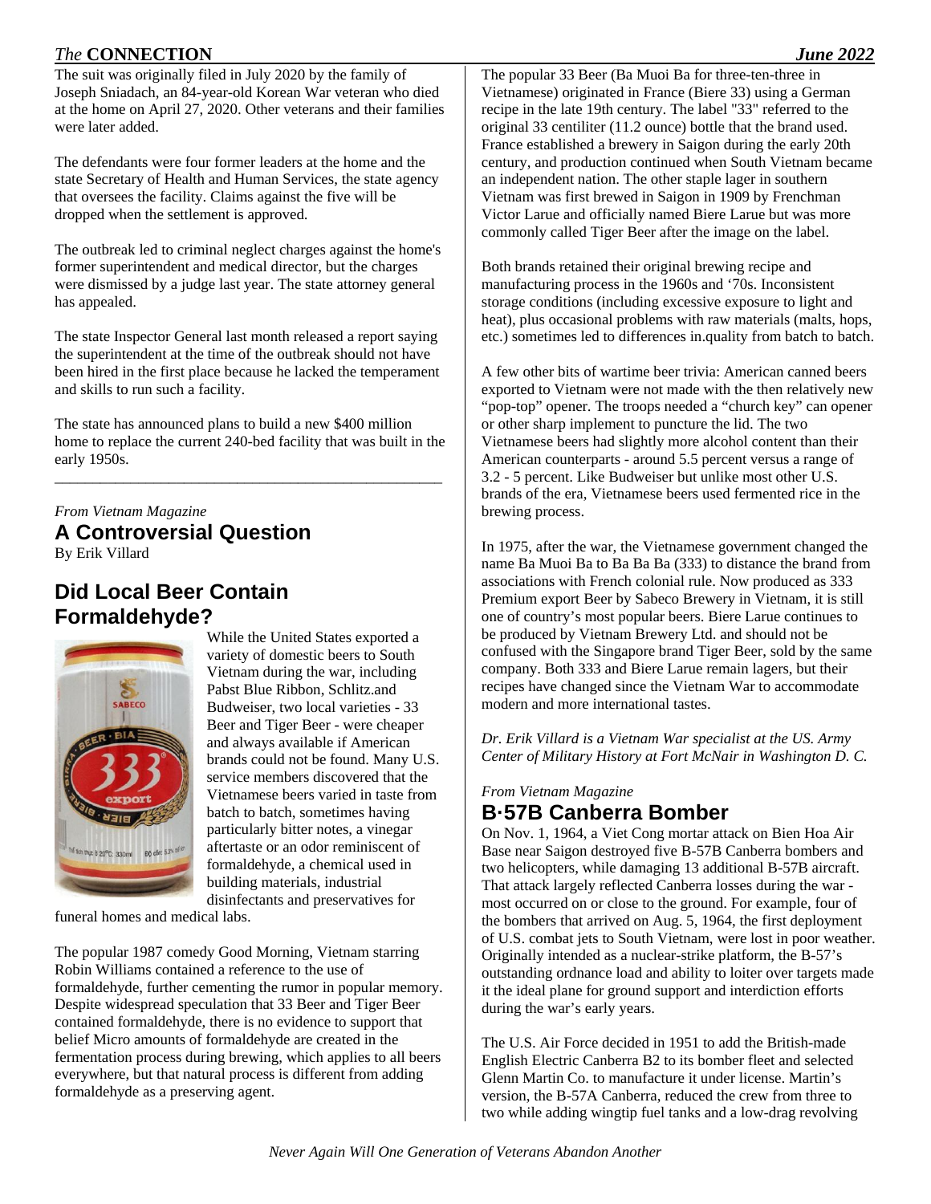The suit was originally filed in July 2020 by the family of Joseph Sniadach, an 84-year-old Korean War veteran who died at the home on April 27, 2020. Other veterans and their families were later added.

The defendants were four former leaders at the home and the state Secretary of Health and Human Services, the state agency that oversees the facility. Claims against the five will be dropped when the settlement is approved.

The outbreak led to criminal neglect charges against the home's former superintendent and medical director, but the charges were dismissed by a judge last year. The state attorney general has appealed.

The state Inspector General last month released a report saying the superintendent at the time of the outbreak should not have been hired in the first place because he lacked the temperament and skills to run such a facility.

The state has announced plans to build a new $400 million home to replace the current 240-bed facility that was built in the early 1950s.

---

*From Vietnam Magazine*

## A Controversial Question

By Erik Villard

### Did Local Beer Contain Formaldehyde?

While the United States exported a variety of domestic beers to South Vietnam during the war, including Pabst Blue Ribbon, Schlitz.and Budweiser, two local varieties - 33 Beer and Tiger Beer - were cheaper and always available if American brands could not be found. Many U.S. service members discovered that the Vietnamese beers varied in taste from batch to batch, sometimes having particularly bitter notes, a vinegar aftertaste or an odor reminiscent of formaldehyde, a chemical used in building materials, industrial disinfectants and preservatives for funeral homes and medical labs.

The popular 1987 comedy Good Morning, Vietnam starring Robin Williams contained a reference to the use of formaldehyde, further cementing the rumor in popular memory. Despite widespread speculation that 33 Beer and Tiger Beer contained formaldehyde, there is no evidence to support that belief Micro amounts of formaldehyde are created in the fermentation process during brewing, which applies to all beers everywhere, but that natural process is different from adding formaldehyde as a preserving agent.

The popular 33 Beer (Ba Muoi Ba for three-ten-three in Vietnamese) originated in France (Biere 33) using a German recipe in the late 19th century. The label "33" referred to the original 33 centiliter (11.2 ounce) bottle that the brand used. France established a brewery in Saigon during the early 20th century, and production continued when South Vietnam became an independent nation. The other staple lager in southern Vietnam was first brewed in Saigon in 1909 by Frenchman Victor Larue and officially named Biere Larue but was more commonly called Tiger Beer after the image on the label.

Both brands retained their original brewing recipe and manufacturing process in the 1960s and '70s. Inconsistent storage conditions (including excessive exposure to light and heat), plus occasional problems with raw materials (malts, hops, etc.) sometimes led to differences in.quality from batch to batch.

A few other bits of wartime beer trivia: American canned beers exported to Vietnam were not made with the then relatively new "pop-top" opener. The troops needed a "church key" can opener or other sharp implement to puncture the lid. The two Vietnamese beers had slightly more alcohol content than their American counterparts - around 5.5 percent versus a range of 3.2 - 5 percent. Like Budweiser but unlike most other U.S. brands of the era, Vietnamese beers used fermented rice in the brewing process.

In 1975, after the war, the Vietnamese government changed the name Ba Muoi Ba to Ba Ba Ba (333) to distance the brand from associations with French colonial rule. Now produced as 333 Premium export Beer by Sabeco Brewery in Vietnam, it is still one of country's most popular beers. Biere Larue continues to be produced by Vietnam Brewery Ltd. and should not be confused with the Singapore brand Tiger Beer, sold by the same company. Both 333 and Biere Larue remain lagers, but their recipes have changed since the Vietnam War to accommodate modern and more international tastes.

*Dr. Erik Villard is a Vietnam War specialist at the US. Army Center of Military History at Fort McNair in Washington D. C.*

*From Vietnam Magazine*

## B·57B Canberra Bomber

On Nov. 1, 1964, a Viet Cong mortar attack on Bien Hoa Air Base near Saigon destroyed five B-57B Canberra bombers and two helicopters, while damaging 13 additional B-57B aircraft. That attack largely reflected Canberra losses during the war - most occurred on or close to the ground. For example, four of the bombers that arrived on Aug. 5, 1964, the first deployment of U.S. combat jets to South Vietnam, were lost in poor weather. Originally intended as a nuclear-strike platform, the B-57's outstanding ordnance load and ability to loiter over targets made it the ideal plane for ground support and interdiction efforts during the war's early years.

The U.S. Air Force decided in 1951 to add the British-made English Electric Canberra B2 to its bomber fleet and selected Glenn Martin Co. to manufacture it under license. Martin's version, the B-57A Canberra, reduced the crew from three to two while adding wingtip fuel tanks and a low-drag revolving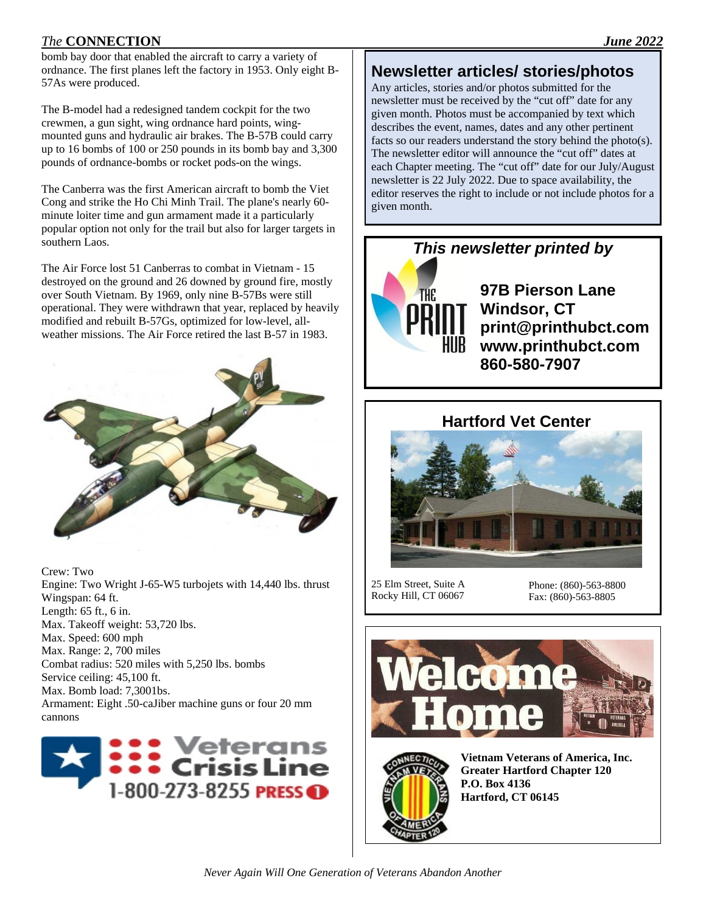bomb bay door that enabled the aircraft to carry a variety of ordnance. The first planes left the factory in 1953. Only eight B-57As were produced.

The B-model had a redesigned tandem cockpit for the two crewmen, a gun sight, wing ordnance hard points, wing-mounted guns and hydraulic air brakes. The B-57B could carry up to 16 bombs of 100 or 250 pounds in its bomb bay and 3,300 pounds of ordnance-bombs or rocket pods-on the wings.

The Canberra was the first American aircraft to bomb the Viet Cong and strike the Ho Chi Minh Trail. The plane's nearly 60-minute loiter time and gun armament made it a particularly popular option not only for the trail but also for larger targets in southern Laos.

The Air Force lost 51 Canberras to combat in Vietnam - 15 destroyed on the ground and 26 downed by ground fire, mostly over South Vietnam. By 1969, only nine B-57Bs were still operational. They were withdrawn that year, replaced by heavily modified and rebuilt B-57Gs, optimized for low-level, all-weather missions. The Air Force retired the last B-57 in 1983.

Crew: Two
Engine: Two Wright J-65-W5 turbojets with 14,440 lbs. thrust
Wingspan: 64 ft.
Length: 65 ft., 6 in.
Max. Takeoff weight: 53,720 lbs.
Max. Speed: 600 mph
Max. Range: 2, 700 miles
Combat radius: 520 miles with 5,250 lbs. bombs
Service ceiling: 45,100 ft.
Max. Bomb load: 7,3001bs.
Armament: Eight .50-caJiber machine guns or four 20 mm cannons

Veterans Crisis Line
1-800-273-8255 PRESS 1

## Newsletter articles/ stories/photos

Any articles, stories and/or photos submitted for the newsletter must be received by the "cut off" date for any given month. Photos must be accompanied by text which describes the event, names, dates and any other pertinent facts so our readers understand the story behind the photo(s). The newsletter editor will announce the "cut off" dates at each Chapter meeting. The "cut off" date for our July/August newsletter is 22 July 2022. Due to space availability, the editor reserves the right to include or not include photos for a given month.

***This newsletter printed by***

THE PRINT HUB

**97B Pierson Lane**
**Windsor, CT**
**print@printhubct.com**
**www.printhubct.com**
**860-580-7907**

## Hartford Vet Center

25 Elm Street, Suite A
Rocky Hill, CT 06067

Phone: (860)-563-8800
Fax: (860)-563-8805

Welcome Home

**Vietnam Veterans of America, Inc.**
**Greater Hartford Chapter 120**
**P.O. Box 4136**
**Hartford, CT 06145**

*Never Again Will One Generation of Veterans Abandon Another*